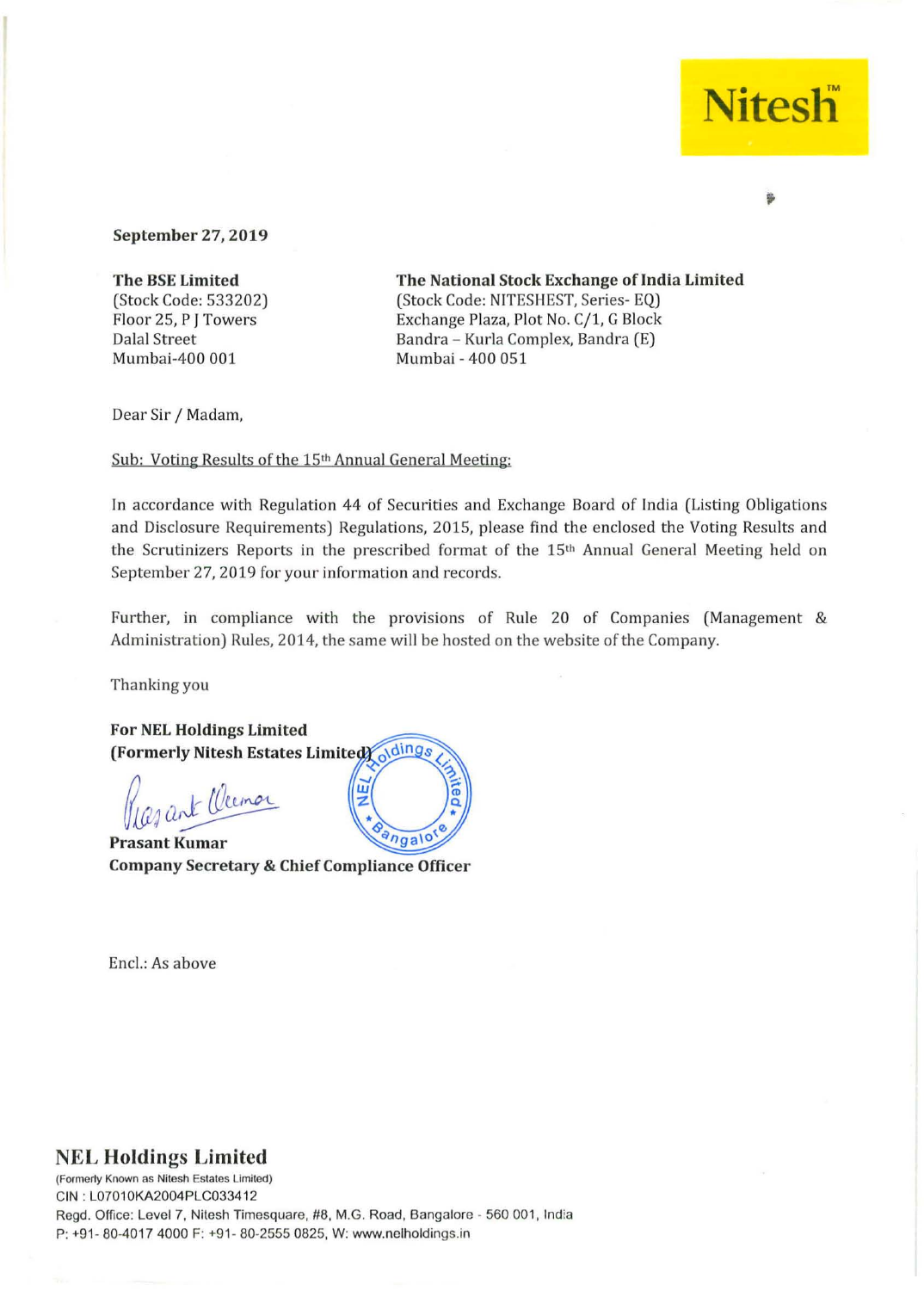Nitesh™

**September 27, 2019**

**The BSE Limited**
(Stock Code: 533202)
Floor 25, P J Towers
Dalal Street
Mumbai-400 001

**The National Stock Exchange of India Limited**
(Stock Code: NITESHEST, Series- EQ)
Exchange Plaza, Plot No. C/1, G Block
Bandra – Kurla Complex, Bandra (E)
Mumbai - 400 051

Dear Sir / Madam,

Sub: Voting Results of the 15th Annual General Meeting:

In accordance with Regulation 44 of Securities and Exchange Board of India (Listing Obligations and Disclosure Requirements) Regulations, 2015, please find the enclosed the Voting Results and the Scrutinizers Reports in the prescribed format of the 15th Annual General Meeting held on September 27, 2019 for your information and records.

Further, in compliance with the provisions of Rule 20 of Companies (Management & Administration) Rules, 2014, the same will be hosted on the website of the Company.

Thanking you

**For NEL Holdings Limited**
**(Formerly Nitesh Estates Limited)**

**Prasant Kumar**
**Company Secretary & Chief Compliance Officer**

Encl.: As above

**NEL Holdings Limited**
(Formerly Known as Nitesh Estates Limited)
CIN : L07010KA2004PLC033412
Regd. Office: Level 7, Nitesh Timesquare, #8, M.G. Road, Bangalore - 560 001, India
P: +91- 80-4017 4000 F: +91- 80-2555 0825, W: www.nelholdings.in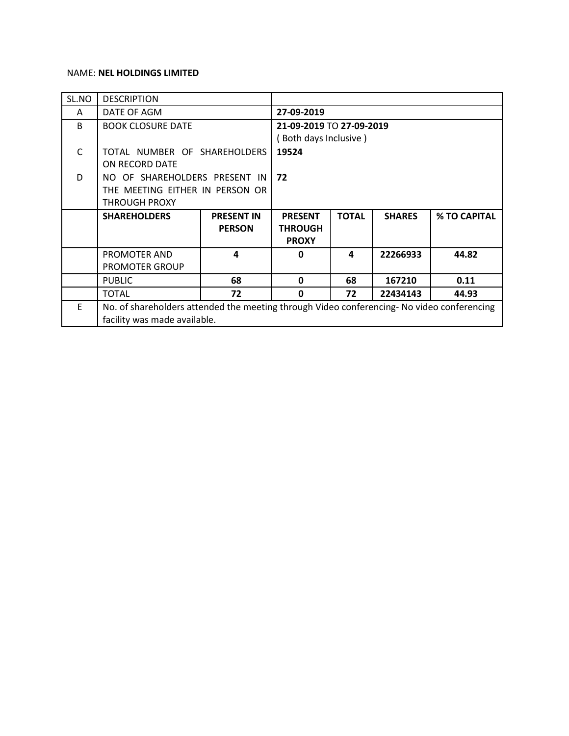NAME: **NEL HOLDINGS LIMITED**

| SL.NO | DESCRIPTION | | | | | |
|---|---|---|---|---|---|---|
| A | DATE OF AGM | | **27-09-2019** | | | |
| B | BOOK CLOSURE DATE | | **21-09-2019** TO **27-09-2019** ( Both days Inclusive ) | | | |
| C | TOTAL NUMBER OF SHAREHOLDERS ON RECORD DATE | | **19524** | | | |
| D | NO OF SHAREHOLDERS PRESENT IN THE MEETING EITHER IN PERSON OR THROUGH PROXY | | **72** | | | |
| | **SHAREHOLDERS** | **PRESENT IN PERSON** | **PRESENT THROUGH PROXY** | **TOTAL** | **SHARES** | **% TO CAPITAL** |
| | PROMOTER AND PROMOTER GROUP | **4** | **0** | **4** | **22266933** | **44.82** |
| | PUBLIC | **68** | **0** | **68** | **167210** | **0.11** |
| | TOTAL | **72** | **0** | **72** | **22434143** | **44.93** |
| E | No. of shareholders attended the meeting through Video conferencing- No video conferencing facility was made available. | | | | | |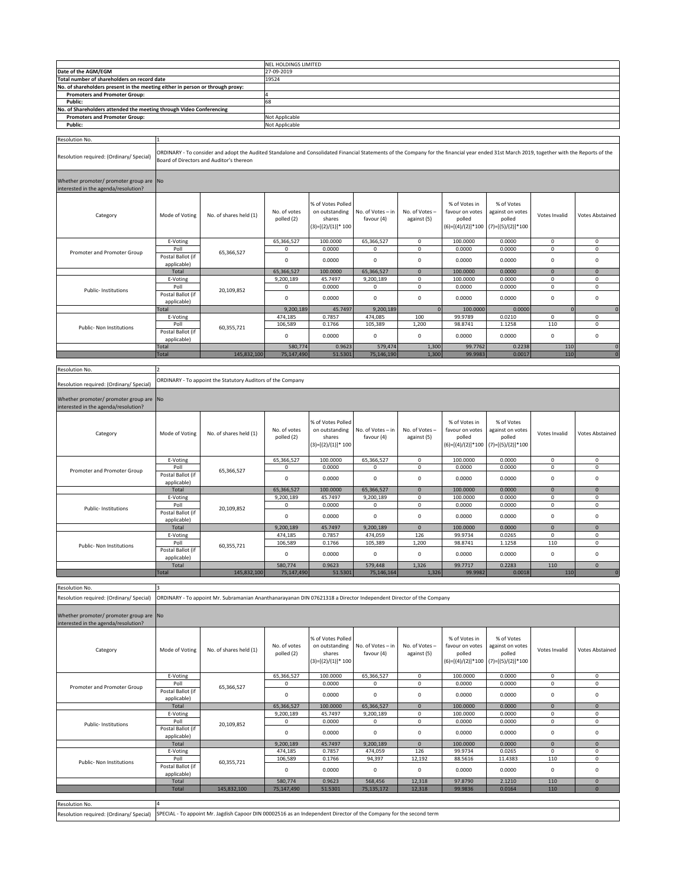| | |
|---|---|
| | NEL HOLDINGS LIMITED |
| **Date of the AGM/EGM** | 27-09-2019 |
| **Total number of shareholders on record date** | 19524 |
| **No. of shareholders present in the meeting either in person or through proxy:** | |
| **Promoters and Promoter Group:** | 4 |
| **Public:** | 68 |
| **No. of Shareholders attended the meeting through Video Conferencing** | |
| **Promoters and Promoter Group:** | Not Applicable |
| **Public:** | Not Applicable |

| | |
|---|---|
| Resolution No. | 1 |
| Resolution required: (Ordinary/ Special) | ORDINARY - To consider and adopt the Audited Standalone and Consolidated Financial Statements of the Company for the financial year ended 31st March 2019, together with the Reports of the Board of Directors and Auditor's thereon |
| Whether promoter/ promoter group are interested in the agenda/resolution? | No |

| Category | Mode of Voting | No. of shares held (1) | No. of votes polled (2) | % of Votes Polled on outstanding shares (3)=[(2)/(1)]* 100 | No. of Votes – in favour (4) | No. of Votes – against (5) | % of Votes in favour on votes polled (6)=[(4)/(2)]*100 | % of Votes against on votes polled (7)=[(5)/(2)]*100 | Votes Invalid | Votes Abstained |
|---|---|---|---|---|---|---|---|---|---|---|
| Promoter and Promoter Group | E-Voting | 65,366,527 | 65,366,527 | 100.0000 | 65,366,527 | 0 | 100.0000 | 0.0000 | 0 | 0 |
| | Poll | | 0 | 0.0000 | 0 | 0 | 0.0000 | 0.0000 | 0 | 0 |
| | Postal Ballot (if applicable) | | 0 | 0.0000 | 0 | 0 | 0.0000 | 0.0000 | 0 | 0 |
| | Total | | 65,366,527 | 100.0000 | 65,366,527 | 0 | 100.0000 | 0.0000 | 0 | 0 |
| Public- Institutions | E-Voting | 20,109,852 | 9,200,189 | 45.7497 | 9,200,189 | 0 | 100.0000 | 0.0000 | 0 | 0 |
| | Poll | | 0 | 0.0000 | 0 | 0 | 0.0000 | 0.0000 | 0 | 0 |
| | Postal Ballot (if applicable) | | 0 | 0.0000 | 0 | 0 | 0.0000 | 0.0000 | 0 | 0 |
| | Total | | 9,200,189 | 45.7497 | 9,200,189 | 0 | 100.0000 | 0.0000 | 0 | 0 |
| Public- Non Institutions | E-Voting | 60,355,721 | 474,185 | 0.7857 | 474,085 | 100 | 99.9789 | 0.0210 | 0 | 0 |
| | Poll | | 106,589 | 0.1766 | 105,389 | 1,200 | 98.8741 | 1.1258 | 110 | 0 |
| | Postal Ballot (if applicable) | | 0 | 0.0000 | 0 | 0 | 0.0000 | 0.0000 | 0 | 0 |
| | Total | | 580,774 | 0.9623 | 579,474 | 1,300 | 99.7762 | 0.2238 | 110 | 0 |
| | Total | 145,832,100 | 75,147,490 | 51.5301 | 75,146,190 | 1,300 | 99.9983 | 0.0017 | 110 | 0 |

| | |
|---|---|
| Resolution No. | 2 |
| Resolution required: (Ordinary/ Special) | ORDINARY - To appoint the Statutory Auditors of the Company |
| Whether promoter/ promoter group are interested in the agenda/resolution? | No |

| Category | Mode of Voting | No. of shares held (1) | No. of votes polled (2) | % of Votes Polled on outstanding shares (3)=[(2)/(1)]* 100 | No. of Votes – in favour (4) | No. of Votes – against (5) | % of Votes in favour on votes polled (6)=[(4)/(2)]*100 | % of Votes against on votes polled (7)=[(5)/(2)]*100 | Votes Invalid | Votes Abstained |
|---|---|---|---|---|---|---|---|---|---|---|
| Promoter and Promoter Group | E-Voting | 65,366,527 | 65,366,527 | 100.0000 | 65,366,527 | 0 | 100.0000 | 0.0000 | 0 | 0 |
| | Poll | | 0 | 0.0000 | 0 | 0 | 0.0000 | 0.0000 | 0 | 0 |
| | Postal Ballot (if applicable) | | 0 | 0.0000 | 0 | 0 | 0.0000 | 0.0000 | 0 | 0 |
| | Total | | 65,366,527 | 100.0000 | 65,366,527 | 0 | 100.0000 | 0.0000 | 0 | 0 |
| Public- Institutions | E-Voting | 20,109,852 | 9,200,189 | 45.7497 | 9,200,189 | 0 | 100.0000 | 0.0000 | 0 | 0 |
| | Poll | | 0 | 0.0000 | 0 | 0 | 0.0000 | 0.0000 | 0 | 0 |
| | Postal Ballot (if applicable) | | 0 | 0.0000 | 0 | 0 | 0.0000 | 0.0000 | 0 | 0 |
| | Total | | 9,200,189 | 45.7497 | 9,200,189 | 0 | 100.0000 | 0.0000 | 0 | 0 |
| Public- Non Institutions | E-Voting | 60,355,721 | 474,185 | 0.7857 | 474,059 | 126 | 99.9734 | 0.0265 | 0 | 0 |
| | Poll | | 106,589 | 0.1766 | 105,389 | 1,200 | 98.8741 | 1.1258 | 110 | 0 |
| | Postal Ballot (if applicable) | | 0 | 0.0000 | 0 | 0 | 0.0000 | 0.0000 | 0 | 0 |
| | Total | | 580,774 | 0.9623 | 579,448 | 1,326 | 99.7717 | 0.2283 | 110 | 0 |
| | Total | 145,832,100 | 75,147,490 | 51.5301 | 75,146,164 | 1,326 | 99.9982 | 0.0018 | 110 | 0 |

| | |
|---|---|
| Resolution No. | 3 |
| Resolution required: (Ordinary/ Special) | ORDINARY - To appoint Mr. Subramanian Ananthanarayanan DIN 07621318 a Director Independent Director of the Company |
| Whether promoter/ promoter group are interested in the agenda/resolution? | No |

| Category | Mode of Voting | No. of shares held (1) | No. of votes polled (2) | % of Votes Polled on outstanding shares (3)=[(2)/(1)]* 100 | No. of Votes – in favour (4) | No. of Votes – against (5) | % of Votes in favour on votes polled (6)=[(4)/(2)]*100 | % of Votes against on votes polled (7)=[(5)/(2)]*100 | Votes Invalid | Votes Abstained |
|---|---|---|---|---|---|---|---|---|---|---|
| Promoter and Promoter Group | E-Voting | 65,366,527 | 65,366,527 | 100.0000 | 65,366,527 | 0 | 100.0000 | 0.0000 | 0 | 0 |
| | Poll | | 0 | 0.0000 | 0 | 0 | 0.0000 | 0.0000 | 0 | 0 |
| | Postal Ballot (if applicable) | | 0 | 0.0000 | 0 | 0 | 0.0000 | 0.0000 | 0 | 0 |
| | Total | | 65,366,527 | 100.0000 | 65,366,527 | 0 | 100.0000 | 0.0000 | 0 | 0 |
| Public- Institutions | E-Voting | 20,109,852 | 9,200,189 | 45.7497 | 9,200,189 | 0 | 100.0000 | 0.0000 | 0 | 0 |
| | Poll | | 0 | 0.0000 | 0 | 0 | 0.0000 | 0.0000 | 0 | 0 |
| | Postal Ballot (if applicable) | | 0 | 0.0000 | 0 | 0 | 0.0000 | 0.0000 | 0 | 0 |
| | Total | | 9,200,189 | 45.7497 | 9,200,189 | 0 | 100.0000 | 0.0000 | 0 | 0 |
| Public- Non Institutions | E-Voting | 60,355,721 | 474,185 | 0.7857 | 474,059 | 126 | 99.9734 | 0.0265 | 0 | 0 |
| | Poll | | 106,589 | 0.1766 | 94,397 | 12,192 | 88.5616 | 11.4383 | 110 | 0 |
| | Postal Ballot (if applicable) | | 0 | 0.0000 | 0 | 0 | 0.0000 | 0.0000 | 0 | 0 |
| | Total | | 580,774 | 0.9623 | 568,456 | 12,318 | 97.8790 | 2.1210 | 110 | 0 |
| | Total | 145,832,100 | 75,147,490 | 51.5301 | 75,135,172 | 12,318 | 99.9836 | 0.0164 | 110 | 0 |

| | |
|---|---|
| Resolution No. | 4 |
| Resolution required: (Ordinary/ Special) | SPECIAL - To appoint Mr. Jagdish Capoor DIN 00002516 as an Independent Director of the Company for the second term |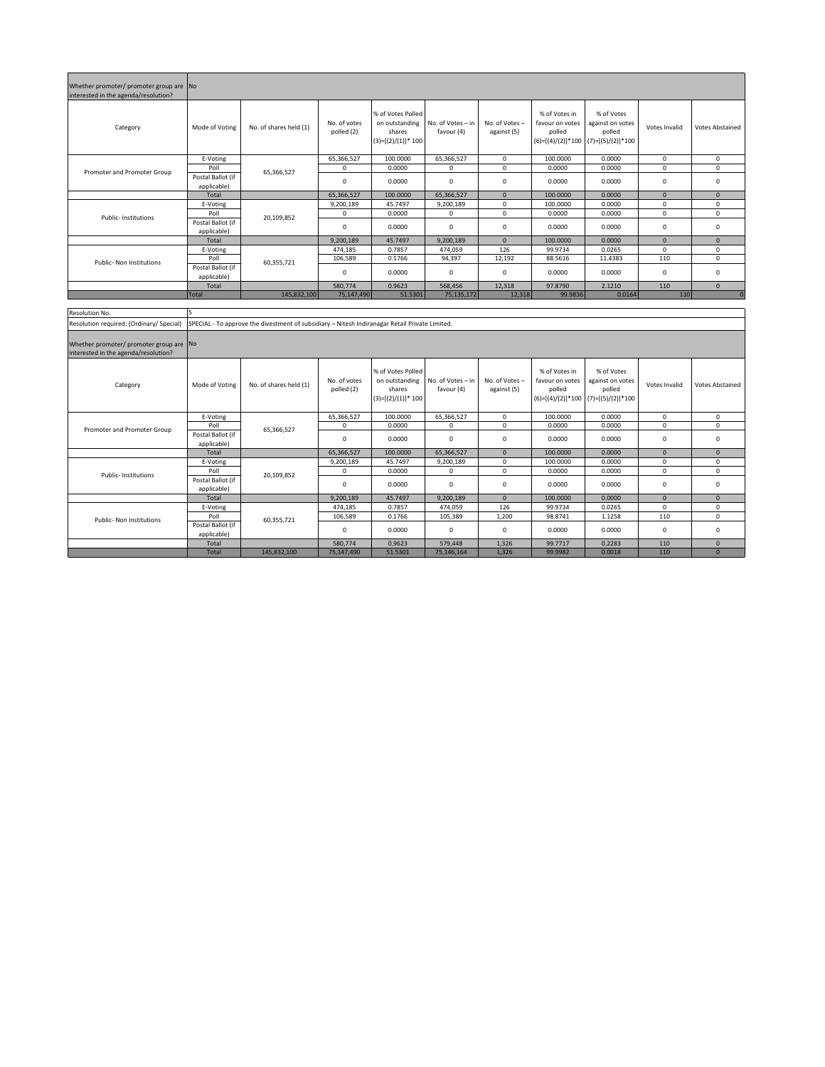| Whether promoter/ promoter group are interested in the agenda/resolution? | No | | | | | | | | | |
|---|---|---|---|---|---|---|---|---|---|---|
| Category | Mode of Voting | No. of shares held (1) | No. of votes polled (2) | % of Votes Polled on outstanding shares (3)=[(2)/(1)]* 100 | No. of Votes – in favour (4) | No. of Votes – against (5) | % of Votes in favour on votes polled (6)=[(4)/(2)]*100 | % of Votes against on votes polled (7)=[(5)/(2)]*100 | Votes Invalid | Votes Abstained |
| Promoter and Promoter Group | E-Voting | 65,366,527 | 65,366,527 | 100.0000 | 65,366,527 | 0 | 100.0000 | 0.0000 | 0 | 0 |
| | Poll | | 0 | 0.0000 | 0 | 0 | 0.0000 | 0.0000 | 0 | 0 |
| | Postal Ballot (if applicable) | | 0 | 0.0000 | 0 | 0 | 0.0000 | 0.0000 | 0 | 0 |
| | Total | | 65,366,527 | 100.0000 | 65,366,527 | 0 | 100.0000 | 0.0000 | 0 | 0 |
| Public- Institutions | E-Voting | 20,109,852 | 9,200,189 | 45.7497 | 9,200,189 | 0 | 100.0000 | 0.0000 | 0 | 0 |
| | Poll | | 0 | 0.0000 | 0 | 0 | 0.0000 | 0.0000 | 0 | 0 |
| | Postal Ballot (if applicable) | | 0 | 0.0000 | 0 | 0 | 0.0000 | 0.0000 | 0 | 0 |
| | Total | | 9,200,189 | 45.7497 | 9,200,189 | 0 | 100.0000 | 0.0000 | 0 | 0 |
| Public- Non Institutions | E-Voting | 60,355,721 | 474,185 | 0.7857 | 474,059 | 126 | 99.9734 | 0.0265 | 0 | 0 |
| | Poll | | 106,589 | 0.1766 | 94,397 | 12,192 | 88.5616 | 11.4383 | 110 | 0 |
| | Postal Ballot (if applicable) | | 0 | 0.0000 | 0 | 0 | 0.0000 | 0.0000 | 0 | 0 |
| | Total | | 580,774 | 0.9623 | 568,456 | 12,318 | 97.8790 | 2.1210 | 110 | 0 |
| | Total | 145,832,100 | 75,147,490 | 51.5301 | 75,135,172 | 12,318 | 99.9836 | 0.0164 | 110 | 0 |

| Resolution No. | 5 |
|---|---|
| Resolution required: (Ordinary/ Special) | SPECIAL - To approve the divestment of subsidiary – Nitesh Indiranagar Retail Private Limited. |

| Whether promoter/ promoter group are interested in the agenda/resolution? | No | | | | | | | | | |
|---|---|---|---|---|---|---|---|---|---|---|
| Category | Mode of Voting | No. of shares held (1) | No. of votes polled (2) | % of Votes Polled on outstanding shares (3)=[(2)/(1)]* 100 | No. of Votes – in favour (4) | No. of Votes – against (5) | % of Votes in favour on votes polled (6)=[(4)/(2)]*100 | % of Votes against on votes polled (7)=[(5)/(2)]*100 | Votes Invalid | Votes Abstained |
| Promoter and Promoter Group | E-Voting | 65,366,527 | 65,366,527 | 100.0000 | 65,366,527 | 0 | 100.0000 | 0.0000 | 0 | 0 |
| | Poll | | 0 | 0.0000 | 0 | 0 | 0.0000 | 0.0000 | 0 | 0 |
| | Postal Ballot (if applicable) | | 0 | 0.0000 | 0 | 0 | 0.0000 | 0.0000 | 0 | 0 |
| | Total | | 65,366,527 | 100.0000 | 65,366,527 | 0 | 100.0000 | 0.0000 | 0 | 0 |
| Public- Institutions | E-Voting | 20,109,852 | 9,200,189 | 45.7497 | 9,200,189 | 0 | 100.0000 | 0.0000 | 0 | 0 |
| | Poll | | 0 | 0.0000 | 0 | 0 | 0.0000 | 0.0000 | 0 | 0 |
| | Postal Ballot (if applicable) | | 0 | 0.0000 | 0 | 0 | 0.0000 | 0.0000 | 0 | 0 |
| | Total | | 9,200,189 | 45.7497 | 9,200,189 | 0 | 100.0000 | 0.0000 | 0 | 0 |
| Public- Non Institutions | E-Voting | 60,355,721 | 474,185 | 0.7857 | 474,059 | 126 | 99.9734 | 0.0265 | 0 | 0 |
| | Poll | | 106,589 | 0.1766 | 105,389 | 1,200 | 98.8741 | 1.1258 | 110 | 0 |
| | Postal Ballot (if applicable) | | 0 | 0.0000 | 0 | 0 | 0.0000 | 0.0000 | 0 | 0 |
| | Total | | 580,774 | 0.9623 | 579,448 | 1,326 | 99.7717 | 0.2283 | 110 | 0 |
| | Total | 145,832,100 | 75,147,490 | 51.5301 | 75,146,164 | 1,326 | 99.9982 | 0.0018 | 110 | 0 |